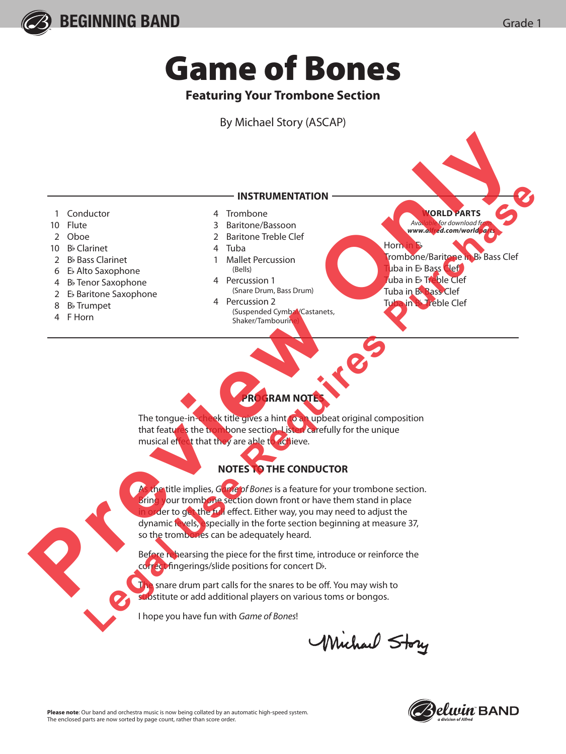BEGINNING BAND

Grade 1

# Game of Bones

**Featuring Your Trombone Section**

By Michael Story (ASCAP)

## INSTRUMENTATION

- 1 Conductor
- 10 Flute
- 2 Oboe
- 10 B♭ Clarinet
- 2 B♭ Bass Clarinet
- 6 E♭ Alto Saxophone
- 4 B♭ Tenor Saxophone
- 2 E♭ Baritone Saxophone
- 8 B♭ Trumpet
- 4 F Horn
- 4 Trombone
- 3 Baritone/Bassoon
- 2 Baritone Treble Clef
- 4 Tuba
- 1 Mallet Percussion (Bells)
- 4 Percussion 1 (Snare Drum, Bass Drum)
- 4 Percussion 2 (Suspended Cymbal/Castanets, Shaker/Tambourine)

**WORLD PARTS**

*Available for download from* ***www.alfred.com/worldparts***

- Horn in E♭
- Trombone/Baritone in B♭ Bass Clef
- Tuba in E♭ Bass Clef
- Tuba in E♭ Treble Clef
- Tuba in B♭ Bass Clef
- Tuba in B♭ Treble Clef

## PROGRAM NOTES

The tongue-in-cheek title gives a hint to an upbeat original composition that features the trombone section. Listen carefully for the unique musical effect that they are able to achieve.

## NOTES TO THE CONDUCTOR

As the title implies, *Game of Bones* is a feature for your trombone section. Bring your trombone section down front or have them stand in place in order to get the full effect. Either way, you may need to adjust the dynamic levels, especially in the forte section beginning at measure 37, so the trombones can be adequately heard.

Before rehearsing the piece for the first time, introduce or reinforce the correct fingerings/slide positions for concert D♭.

The snare drum part calls for the snares to be off. You may wish to substitute or add additional players on various toms or bongos.

I hope you have fun with *Game of Bones*!

Michael Story

**Please note**: Our band and orchestra music is now being collated by an automatic high-speed system. The enclosed parts are now sorted by page count, rather than score order.

Belwin BAND a division of Alfred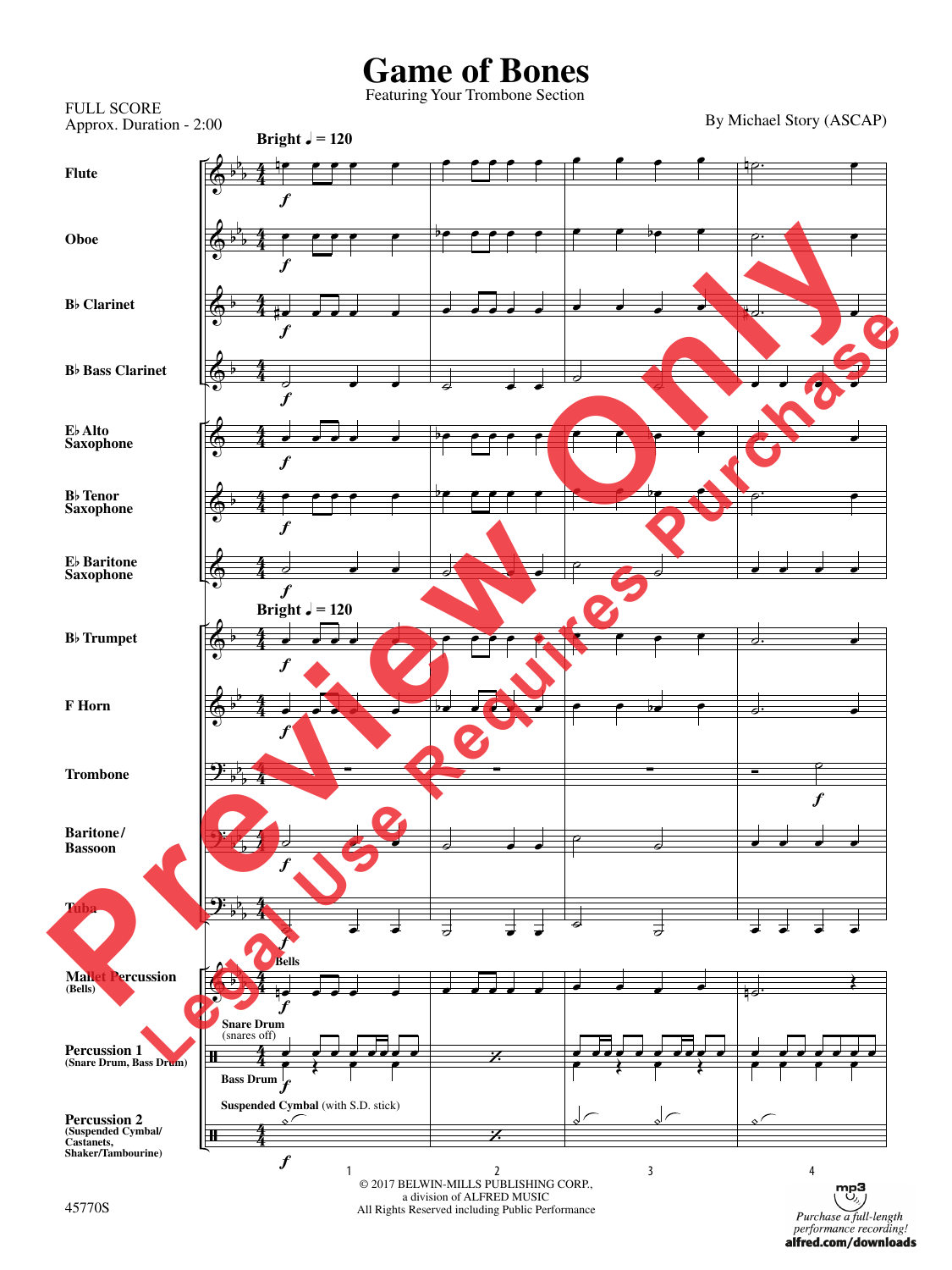# Game of Bones

Featuring Your Trombone Section

FULL SCORE
Approx. Duration - 2:00

By Michael Story (ASCAP)

Bright ♩ = 120

Flute
Oboe
B♭ Clarinet
B♭ Bass Clarinet
E♭ Alto Saxophone
B♭ Tenor Saxophone
E♭ Baritone Saxophone
B♭ Trumpet
F Horn
Trombone
Baritone/Bassoon
Tuba
Mallet Percussion (Bells)
Percussion 1 (Snare Drum, Bass Drum)
Percussion 2 (Suspended Cymbal/Castanets, Shaker/Tambourine)

Bells
Snare Drum (snares off)
Bass Drum
Suspended Cymbal (with S.D. stick)

© 2017 BELWIN-MILLS PUBLISHING CORP., a division of ALFRED MUSIC
All Rights Reserved including Public Performance

45770S

Purchase a full-length performance recording! alfred.com/downloads

Preview Only
Legal Use Requires Purchase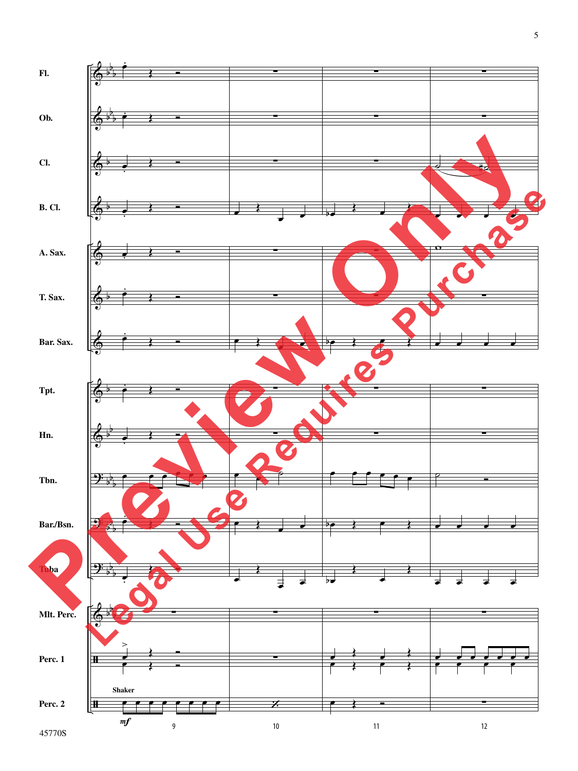| | 9 | 10 | 11 | 12 |
|---|---|---|---|---|
| Fl. | | | | |
| Ob. | | | | |
| Cl. | | | | |
| B. Cl. | | | | |
| A. Sax. | | | | |
| T. Sax. | | | | |
| Bar. Sax. | | | | |
| Tpt. | | | | |
| Hn. | | | | |
| Tbn. | | | | |
| Bar./Bsn. | | | | |
| Tuba | | | | |
| Mlt. Perc. | | | | |
| Perc. 1 | | | | |
| Perc. 2 | Shaker *mf* | | | |

45770S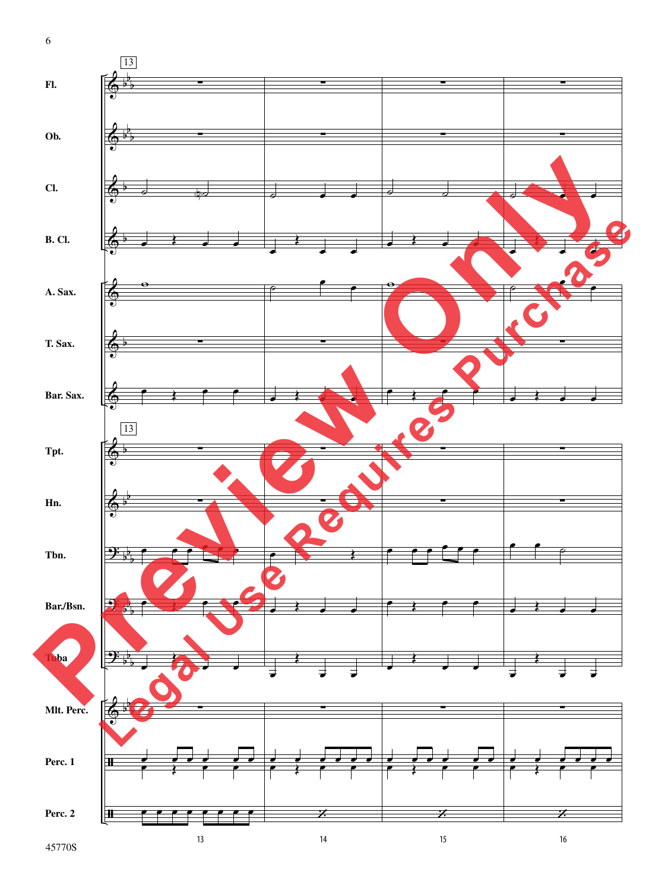13

Fl.

Ob.

Cl.

B. Cl.

A. Sax.

T. Sax.

Bar. Sax.

13

Tpt.

Hn.

Tbn.

Bar./Bsn.

Tuba

Mlt. Perc.

Perc. 1

Perc. 2

13 14 15 16

Preview Only

Legal Use Requires Purchase

45770S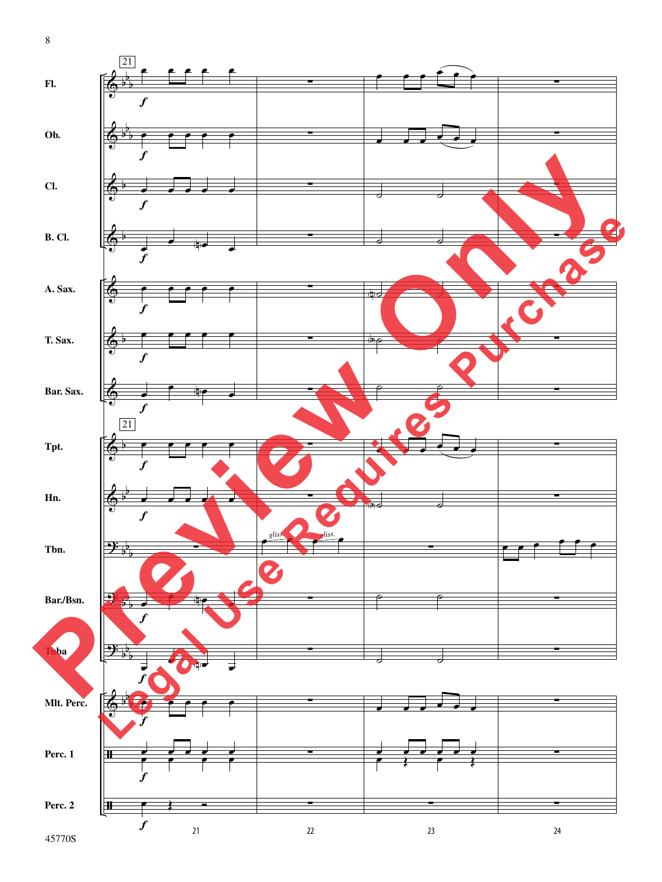21

| Instrument |
|---|
| Fl. |
| Ob. |
| Cl. |
| B. Cl. |
| A. Sax. |
| T. Sax. |
| Bar. Sax. |
| Tpt. |
| Hn. |
| Tbn. |
| Bar./Bsn. |
| Tuba |
| Mlt. Perc. |
| Perc. 1 |
| Perc. 2 |

*f*

gliss. gliss.

21 22 23 24

Preview Only

Legal Use Requires Purchase

45770S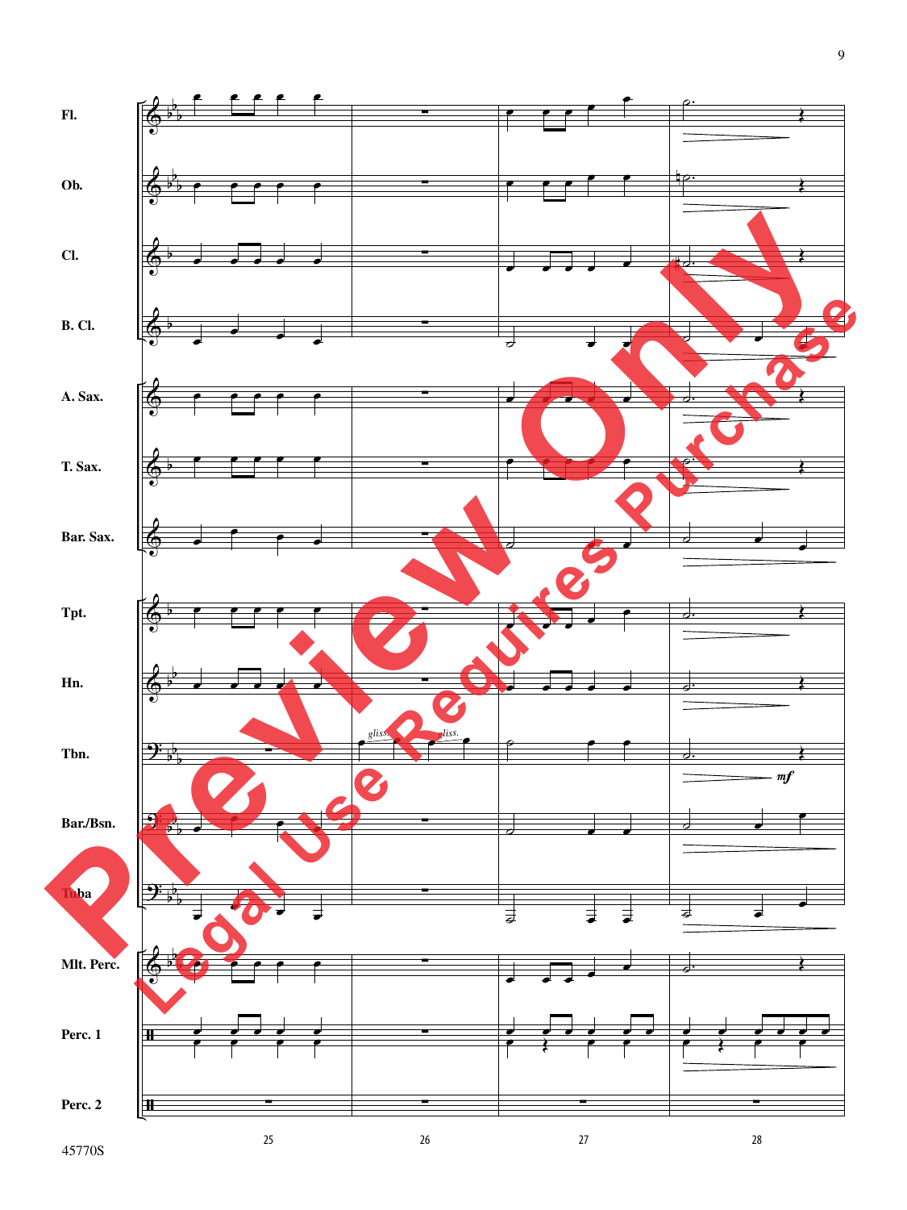Fl.

Ob.

Cl.

B. Cl.

A. Sax.

T. Sax.

Bar. Sax.

Tpt.

Hn.

Tbn.

Bar./Bsn.

Tuba

Mlt. Perc.

Perc. 1

Perc. 2

*gliss.* *gliss.*

*mf*

25 26 27 28

Preview Only

Legal Use Requires Purchase

45770S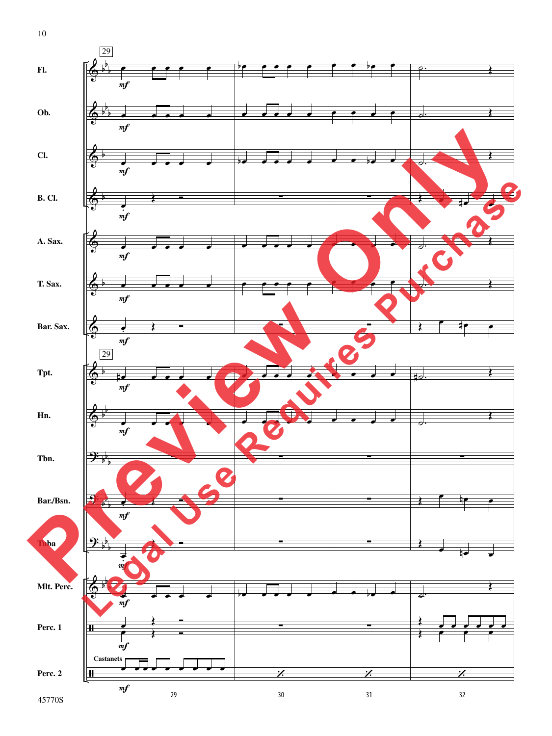29

Fl.

Ob.

Cl.

B. Cl.

A. Sax.

T. Sax.

Bar. Sax.

29

Tpt.

Hn.

Tbn.

Bar./Bsn.

Tuba

Mlt. Perc.

Perc. 1

Castanets

Perc. 2

*mf*

29 30 31 32

Preview Only

Legal Use Requires Purchase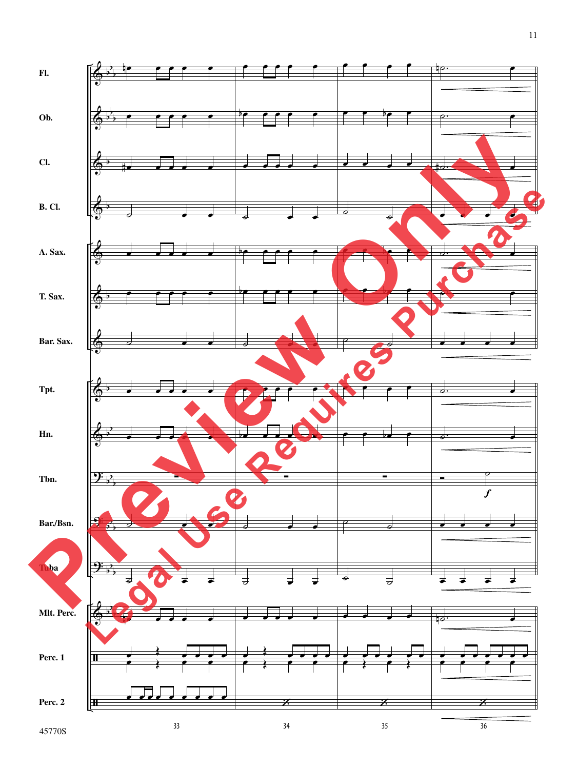Fl.

Ob.

Cl.

B. Cl.

A. Sax.

T. Sax.

Bar. Sax.

Tpt.

Hn.

Tbn.

Bar./Bsn.

Tuba

Mlt. Perc.

Perc. 1

Perc. 2

*f*

33 34 35 36

Preview Only

Legal Use Requires Purchase

45770S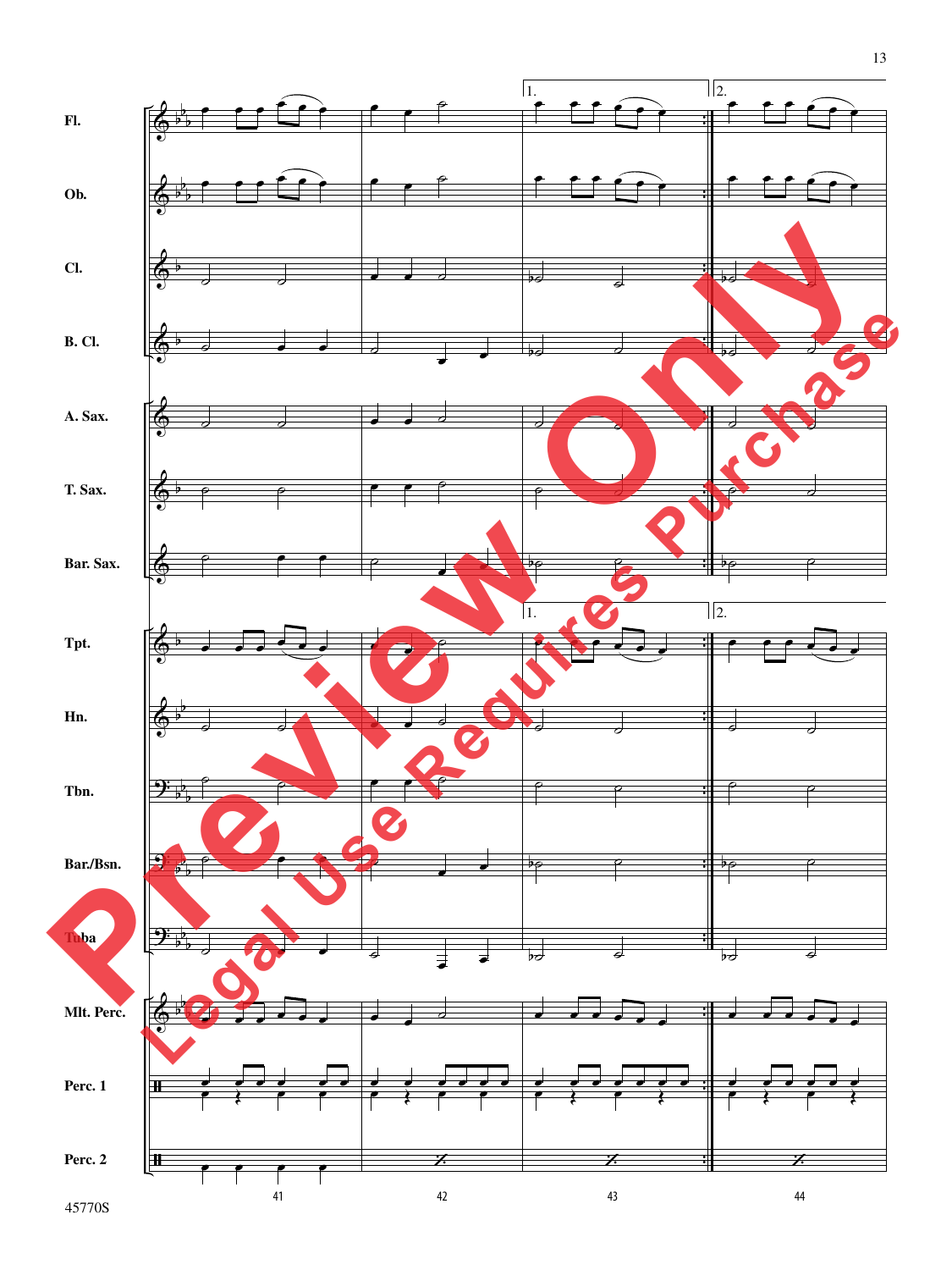Fl.

Ob.

Cl.

B. Cl.

A. Sax.

T. Sax.

Bar. Sax.

Tpt.

Hn.

Tbn.

Bar./Bsn.

Tuba

Mlt. Perc.

Perc. 1

Perc. 2

1. 2.

41 42 43 44

Preview Only

Legal Use Requires Purchase

45770S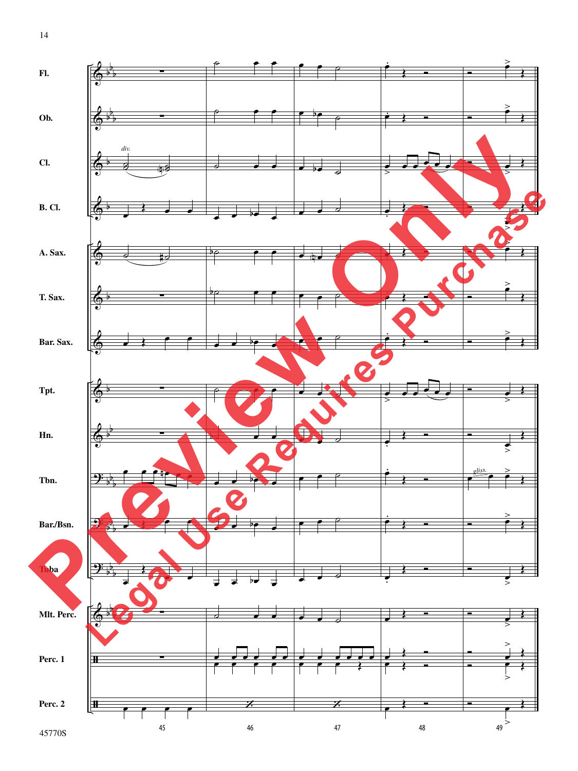Fl.

Ob.

Cl.

B. Cl.

A. Sax.

T. Sax.

Bar. Sax.

Tpt.

Hn.

Tbn.

Bar./Bsn.

Tuba

Mlt. Perc.

Perc. 1

Perc. 2

*div.*

*gliss.*

45 46 47 48 49

Preview Only

Legal Use Requires Purchase

45770S